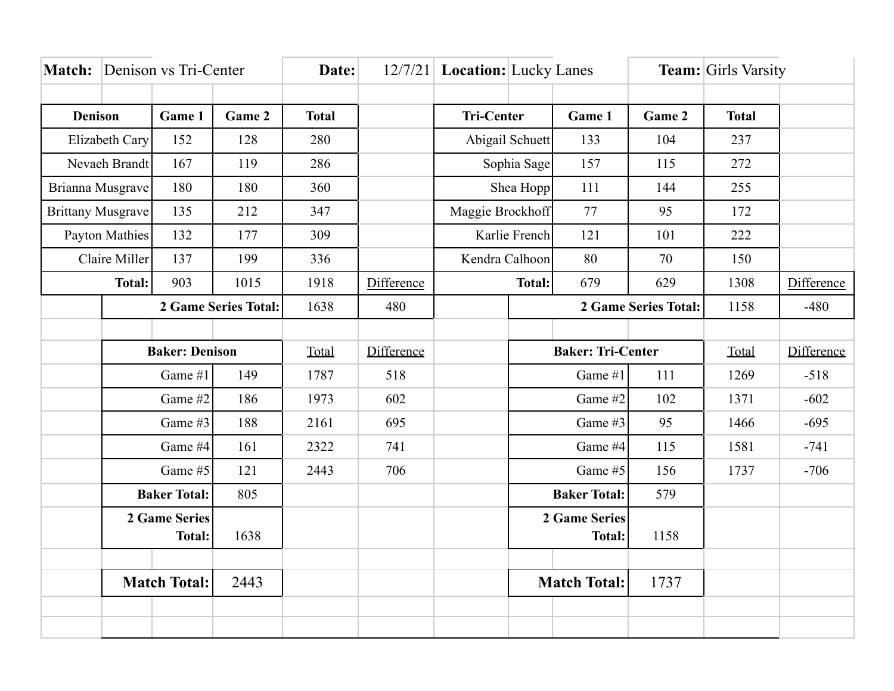**Match:** Denison vs Tri-Center **Date:** 12/7/21 **Location:** Lucky Lanes **Team:** Girls Varsity

| Denison | Game 1 | Game 2 | Total | |
|---|---|---|---|---|
| Elizabeth Cary | 152 | 128 | 280 | |
| Nevaeh Brandt | 167 | 119 | 286 | |
| Brianna Musgrave | 180 | 180 | 360 | |
| Brittany Musgrave | 135 | 212 | 347 | |
| Payton Mathies | 132 | 177 | 309 | |
| Claire Miller | 137 | 199 | 336 | |
| **Total:** | 903 | 1015 | 1918 | Difference |
| **2 Game Series Total:** | | | 1638 | 480 |

| Tri-Center | Game 1 | Game 2 | Total | |
|---|---|---|---|---|
| Abigail Schuett | 133 | 104 | 237 | |
| Sophia Sage | 157 | 115 | 272 | |
| Shea Hopp | 111 | 144 | 255 | |
| Maggie Brockhoff | 77 | 95 | 172 | |
| Karlie French | 121 | 101 | 222 | |
| Kendra Calhoon | 80 | 70 | 150 | |
| **Total:** | 679 | 629 | 1308 | Difference |
| **2 Game Series Total:** | | | 1158 | -480 |

| Baker: Denison | | Total | Difference |
|---|---|---|---|
| Game #1 | 149 | 1787 | 518 |
| Game #2 | 186 | 1973 | 602 |
| Game #3 | 188 | 2161 | 695 |
| Game #4 | 161 | 2322 | 741 |
| Game #5 | 121 | 2443 | 706 |
| **Baker Total:** | 805 | | |
| **2 Game Series Total:** | 1638 | | |

| Baker: Tri-Center | | Total | Difference |
|---|---|---|---|
| Game #1 | 111 | 1269 | -518 |
| Game #2 | 102 | 1371 | -602 |
| Game #3 | 95 | 1466 | -695 |
| Game #4 | 115 | 1581 | -741 |
| Game #5 | 156 | 1737 | -706 |
| **Baker Total:** | 579 | | |
| **2 Game Series Total:** | 1158 | | |

**Match Total:** 2443

**Match Total:** 1737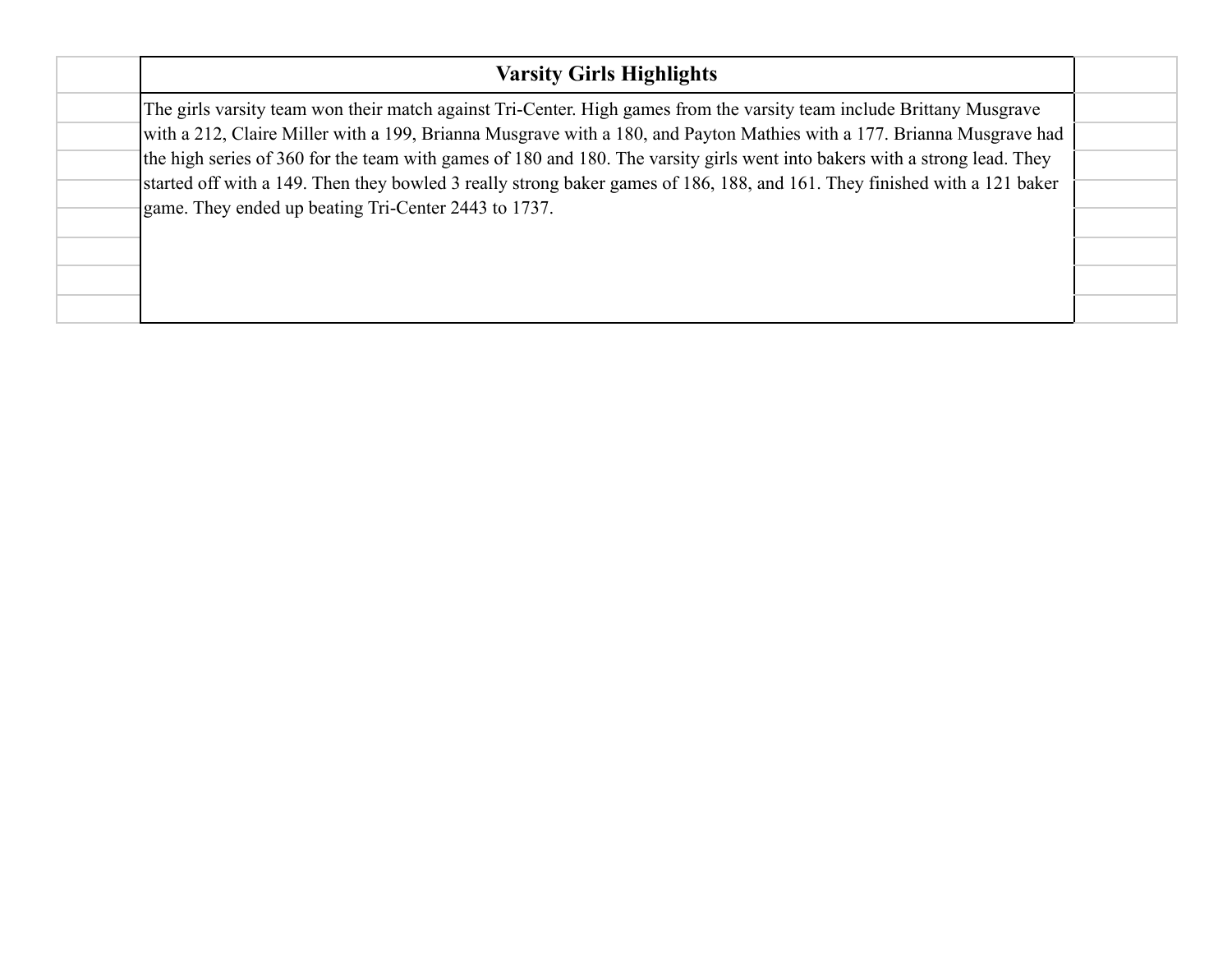## Varsity Girls Highlights

The girls varsity team won their match against Tri-Center. High games from the varsity team include Brittany Musgrave with a 212, Claire Miller with a 199, Brianna Musgrave with a 180, and Payton Mathies with a 177. Brianna Musgrave had the high series of 360 for the team with games of 180 and 180. The varsity girls went into bakers with a strong lead. They started off with a 149. Then they bowled 3 really strong baker games of 186, 188, and 161. They finished with a 121 baker game. They ended up beating Tri-Center 2443 to 1737.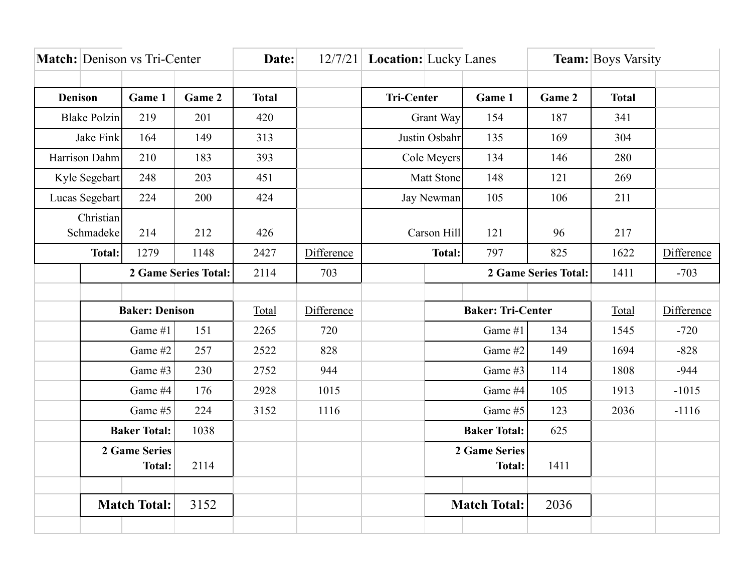**Match:** Denison vs Tri-Center **Date:** 12/7/21 **Location:** Lucky Lanes **Team:** Boys Varsity

| Denison | Game 1 | Game 2 | Total | |
|---|---|---|---|---|
| Blake Polzin | 219 | 201 | 420 | |
| Jake Fink | 164 | 149 | 313 | |
| Harrison Dahm | 210 | 183 | 393 | |
| Kyle Segebart | 248 | 203 | 451 | |
| Lucas Segebart | 224 | 200 | 424 | |
| Christian Schmadeke | 214 | 212 | 426 | |
| **Total:** | 1279 | 1148 | 2427 | Difference |
| **2 Game Series Total:** | | | 2114 | 703 |

| Tri-Center | Game 1 | Game 2 | Total | |
|---|---|---|---|---|
| Grant Way | 154 | 187 | 341 | |
| Justin Osbahr | 135 | 169 | 304 | |
| Cole Meyers | 134 | 146 | 280 | |
| Matt Stone | 148 | 121 | 269 | |
| Jay Newman | 105 | 106 | 211 | |
| Carson Hill | 121 | 96 | 217 | |
| **Total:** | 797 | 825 | 1622 | Difference |
| **2 Game Series Total:** | | | 1411 | -703 |

| Baker: Denison | | Total | Difference |
|---|---|---|---|
| Game #1 | 151 | 2265 | 720 |
| Game #2 | 257 | 2522 | 828 |
| Game #3 | 230 | 2752 | 944 |
| Game #4 | 176 | 2928 | 1015 |
| Game #5 | 224 | 3152 | 1116 |
| **Baker Total:** | 1038 | | |
| **2 Game Series Total:** | 2114 | | |

| Baker: Tri-Center | | Total | Difference |
|---|---|---|---|
| Game #1 | 134 | 1545 | -720 |
| Game #2 | 149 | 1694 | -828 |
| Game #3 | 114 | 1808 | -944 |
| Game #4 | 105 | 1913 | -1015 |
| Game #5 | 123 | 2036 | -1116 |
| **Baker Total:** | 625 | | |
| **2 Game Series Total:** | 1411 | | |

**Match Total:** 3152

**Match Total:** 2036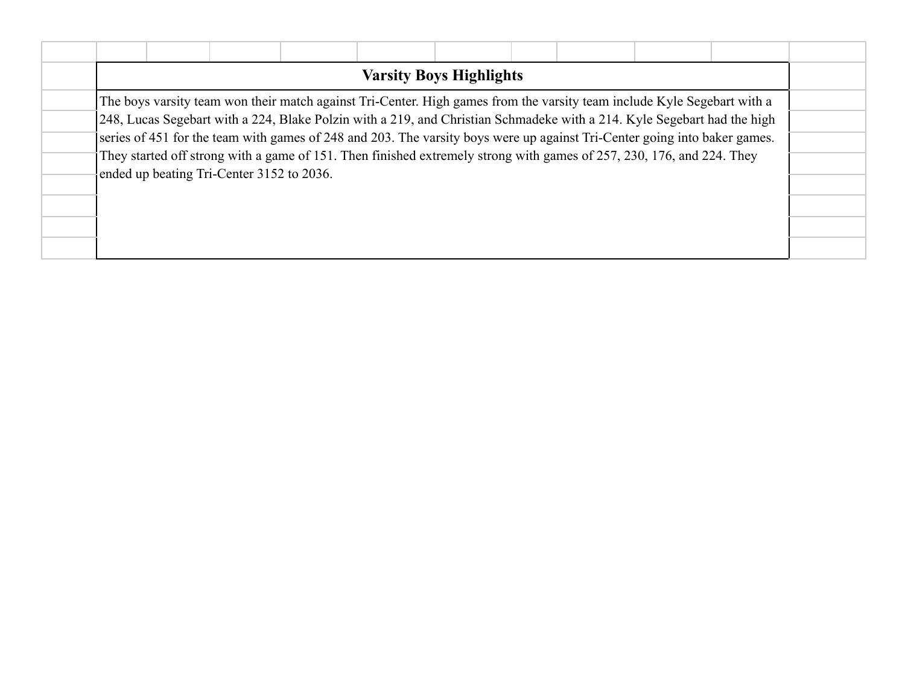## Varsity Boys Highlights

The boys varsity team won their match against Tri-Center. High games from the varsity team include Kyle Segebart with a 248, Lucas Segebart with a 224, Blake Polzin with a 219, and Christian Schmadeke with a 214. Kyle Segebart had the high series of 451 for the team with games of 248 and 203. The varsity boys were up against Tri-Center going into baker games. They started off strong with a game of 151. Then finished extremely strong with games of 257, 230, 176, and 224. They ended up beating Tri-Center 3152 to 2036.